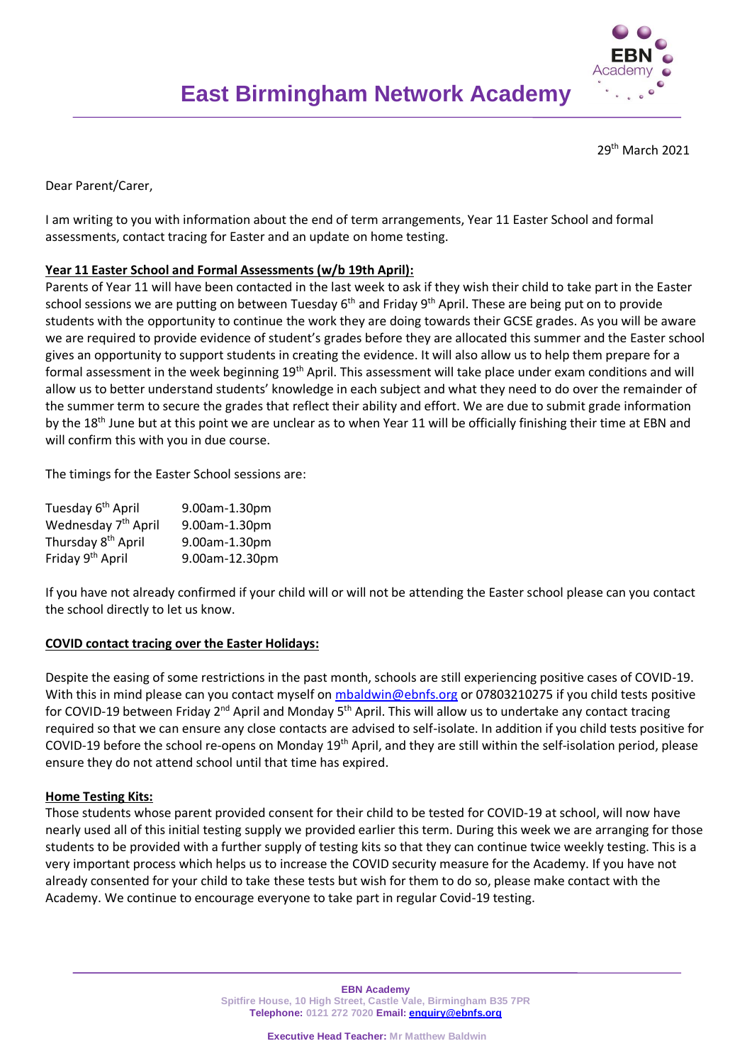# East Birmingham Network Academy

29th March 2021

Dear Parent/Carer,

I am writing to you with information about the end of term arrangements, Year 11 Easter School and formal assessments, contact tracing for Easter and an update on home testing.

**Year 11 Easter School and Formal Assessments (w/b 19th April):**

Parents of Year 11 will have been contacted in the last week to ask if they wish their child to take part in the Easter school sessions we are putting on between Tuesday 6th and Friday 9th April. These are being put on to provide students with the opportunity to continue the work they are doing towards their GCSE grades. As you will be aware we are required to provide evidence of student's grades before they are allocated this summer and the Easter school gives an opportunity to support students in creating the evidence. It will also allow us to help them prepare for a formal assessment in the week beginning 19th April. This assessment will take place under exam conditions and will allow us to better understand students' knowledge in each subject and what they need to do over the remainder of the summer term to secure the grades that reflect their ability and effort. We are due to submit grade information by the 18th June but at this point we are unclear as to when Year 11 will be officially finishing their time at EBN and will confirm this with you in due course.

The timings for the Easter School sessions are:

| | |
|---|---|
| Tuesday 6th April | 9.00am-1.30pm |
| Wednesday 7th April | 9.00am-1.30pm |
| Thursday 8th April | 9.00am-1.30pm |
| Friday 9th April | 9.00am-12.30pm |

If you have not already confirmed if your child will or will not be attending the Easter school please can you contact the school directly to let us know.

**COVID contact tracing over the Easter Holidays:**

Despite the easing of some restrictions in the past month, schools are still experiencing positive cases of COVID-19. With this in mind please can you contact myself on mbaldwin@ebnfs.org or 07803210275 if you child tests positive for COVID-19 between Friday 2nd April and Monday 5th April. This will allow us to undertake any contact tracing required so that we can ensure any close contacts are advised to self-isolate. In addition if you child tests positive for COVID-19 before the school re-opens on Monday 19th April, and they are still within the self-isolation period, please ensure they do not attend school until that time has expired.

**Home Testing Kits:**

Those students whose parent provided consent for their child to be tested for COVID-19 at school, will now have nearly used all of this initial testing supply we provided earlier this term. During this week we are arranging for those students to be provided with a further supply of testing kits so that they can continue twice weekly testing. This is a very important process which helps us to increase the COVID security measure for the Academy. If you have not already consented for your child to take these tests but wish for them to do so, please make contact with the Academy. We continue to encourage everyone to take part in regular Covid-19 testing.

**EBN Academy**
Spitfire House, 10 High Street, Castle Vale, Birmingham B35 7PR
**Telephone:** 0121 272 7020 **Email:** enquiry@ebnfs.org

**Executive Head Teacher:** Mr Matthew Baldwin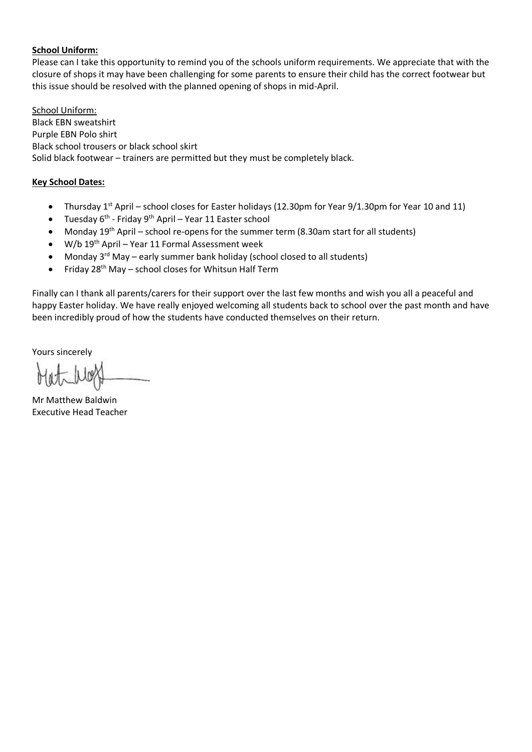**School Uniform:**

Please can I take this opportunity to remind you of the schools uniform requirements. We appreciate that with the closure of shops it may have been challenging for some parents to ensure their child has the correct footwear but this issue should be resolved with the planned opening of shops in mid-April.

School Uniform:
Black EBN sweatshirt
Purple EBN Polo shirt
Black school trousers or black school skirt
Solid black footwear – trainers are permitted but they must be completely black.

**Key School Dates:**

- Thursday 1st April – school closes for Easter holidays (12.30pm for Year 9/1.30pm for Year 10 and 11)
- Tuesday 6th - Friday 9th April – Year 11 Easter school
- Monday 19th April – school re-opens for the summer term (8.30am start for all students)
- W/b 19th April – Year 11 Formal Assessment week
- Monday 3rd May – early summer bank holiday (school closed to all students)
- Friday 28th May – school closes for Whitsun Half Term

Finally can I thank all parents/carers for their support over the last few months and wish you all a peaceful and happy Easter holiday. We have really enjoyed welcoming all students back to school over the past month and have been incredibly proud of how the students have conducted themselves on their return.

Yours sincerely

Mr Matthew Baldwin
Executive Head Teacher